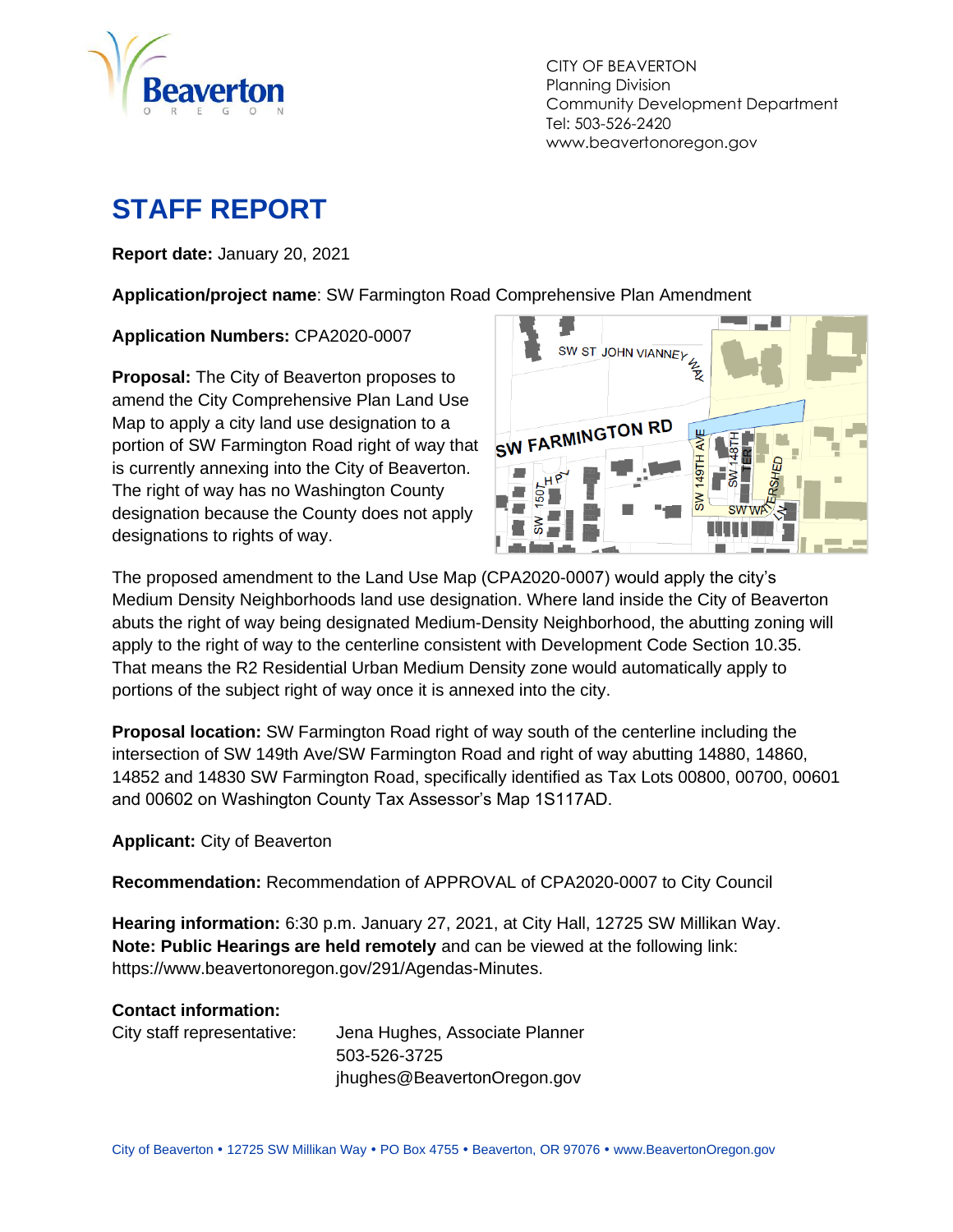CITY OF BEAVERTON
Planning Division
Community Development Department
Tel: 503-526-2420
www.beavertonoregon.gov

# STAFF REPORT

**Report date:** January 20, 2021

**Application/project name**: SW Farmington Road Comprehensive Plan Amendment

**Application Numbers:** CPA2020-0007

**Proposal:** The City of Beaverton proposes to amend the City Comprehensive Plan Land Use Map to apply a city land use designation to a portion of SW Farmington Road right of way that is currently annexing into the City of Beaverton. The right of way has no Washington County designation because the County does not apply designations to rights of way.

The proposed amendment to the Land Use Map (CPA2020-0007) would apply the city's Medium Density Neighborhoods land use designation. Where land inside the City of Beaverton abuts the right of way being designated Medium-Density Neighborhood, the abutting zoning will apply to the right of way to the centerline consistent with Development Code Section 10.35. That means the R2 Residential Urban Medium Density zone would automatically apply to portions of the subject right of way once it is annexed into the city.

**Proposal location:** SW Farmington Road right of way south of the centerline including the intersection of SW 149th Ave/SW Farmington Road and right of way abutting 14880, 14860, 14852 and 14830 SW Farmington Road, specifically identified as Tax Lots 00800, 00700, 00601 and 00602 on Washington County Tax Assessor's Map 1S117AD.

**Applicant:** City of Beaverton

**Recommendation:** Recommendation of APPROVAL of CPA2020-0007 to City Council

**Hearing information:** 6:30 p.m. January 27, 2021, at City Hall, 12725 SW Millikan Way.
**Note: Public Hearings are held remotely** and can be viewed at the following link: https://www.beavertonoregon.gov/291/Agendas-Minutes.

**Contact information:**

City staff representative: Jena Hughes, Associate Planner
503-526-3725
jhughes@BeavertonOregon.gov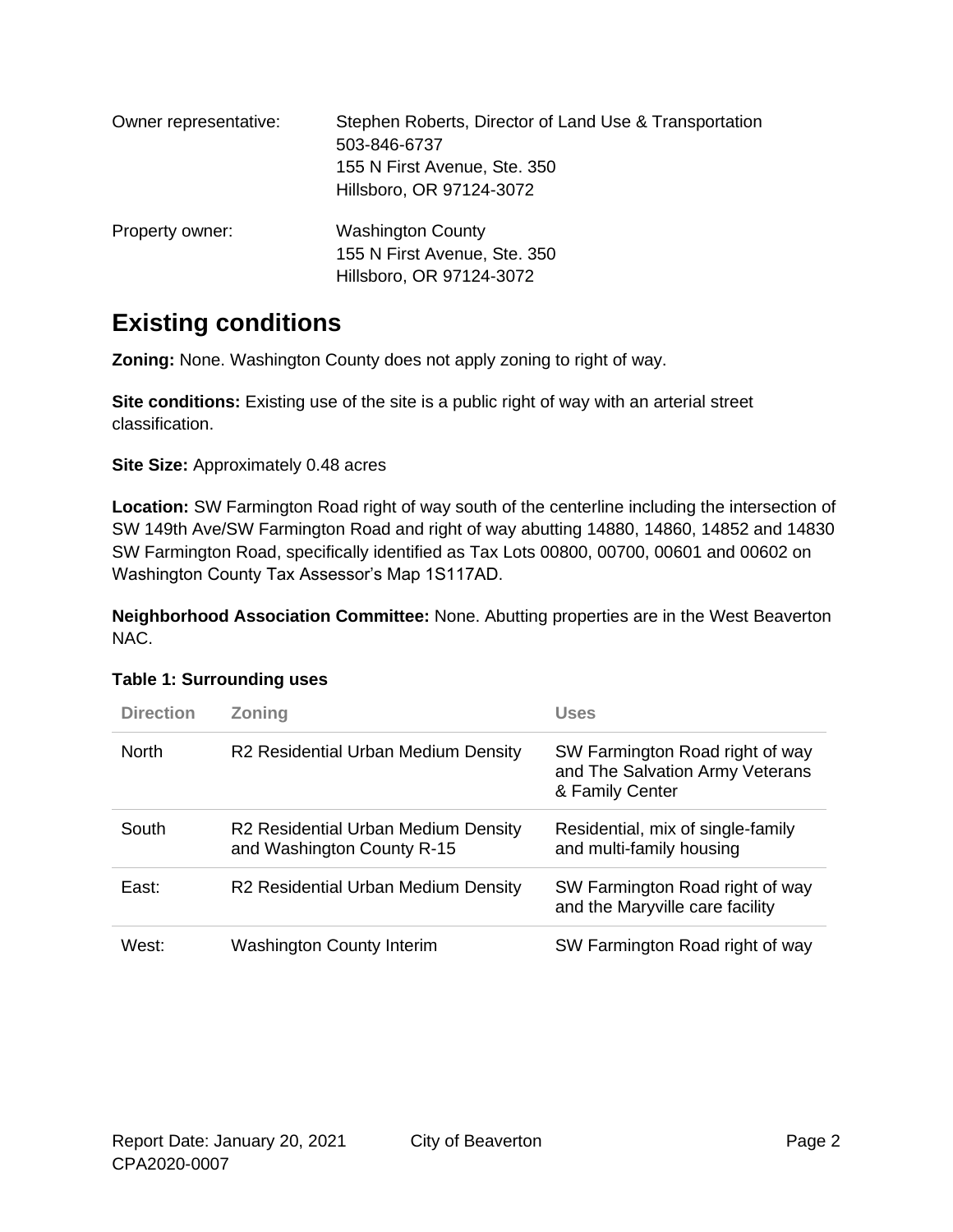Owner representative: Stephen Roberts, Director of Land Use & Transportation
503-846-6737
155 N First Avenue, Ste. 350
Hillsboro, OR 97124-3072

Property owner: Washington County
155 N First Avenue, Ste. 350
Hillsboro, OR 97124-3072

## Existing conditions

**Zoning:** None. Washington County does not apply zoning to right of way.

**Site conditions:** Existing use of the site is a public right of way with an arterial street classification.

**Site Size:** Approximately 0.48 acres

**Location:** SW Farmington Road right of way south of the centerline including the intersection of SW 149th Ave/SW Farmington Road and right of way abutting 14880, 14860, 14852 and 14830 SW Farmington Road, specifically identified as Tax Lots 00800, 00700, 00601 and 00602 on Washington County Tax Assessor's Map 1S117AD.

**Neighborhood Association Committee:** None. Abutting properties are in the West Beaverton NAC.

**Table 1: Surrounding uses**

| Direction | Zoning | Uses |
|---|---|---|
| North | R2 Residential Urban Medium Density | SW Farmington Road right of way and The Salvation Army Veterans & Family Center |
| South | R2 Residential Urban Medium Density and Washington County R-15 | Residential, mix of single-family and multi-family housing |
| East: | R2 Residential Urban Medium Density | SW Farmington Road right of way and the Maryville care facility |
| West: | Washington County Interim | SW Farmington Road right of way |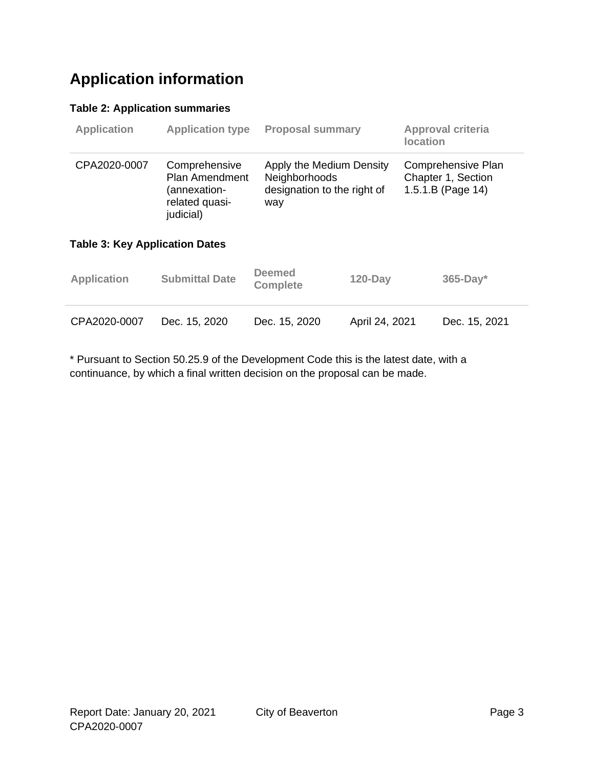## Application information

**Table 2: Application summaries**

| Application | Application type | Proposal summary | Approval criteria location |
|---|---|---|---|
| CPA2020-0007 | Comprehensive Plan Amendment (annexation-related quasi-judicial) | Apply the Medium Density Neighborhoods designation to the right of way | Comprehensive Plan Chapter 1, Section 1.5.1.B (Page 14) |

**Table 3: Key Application Dates**

| Application | Submittal Date | Deemed Complete | 120-Day | 365-Day* |
|---|---|---|---|---|
| CPA2020-0007 | Dec. 15, 2020 | Dec. 15, 2020 | April 24, 2021 | Dec. 15, 2021 |

* Pursuant to Section 50.25.9 of the Development Code this is the latest date, with a continuance, by which a final written decision on the proposal can be made.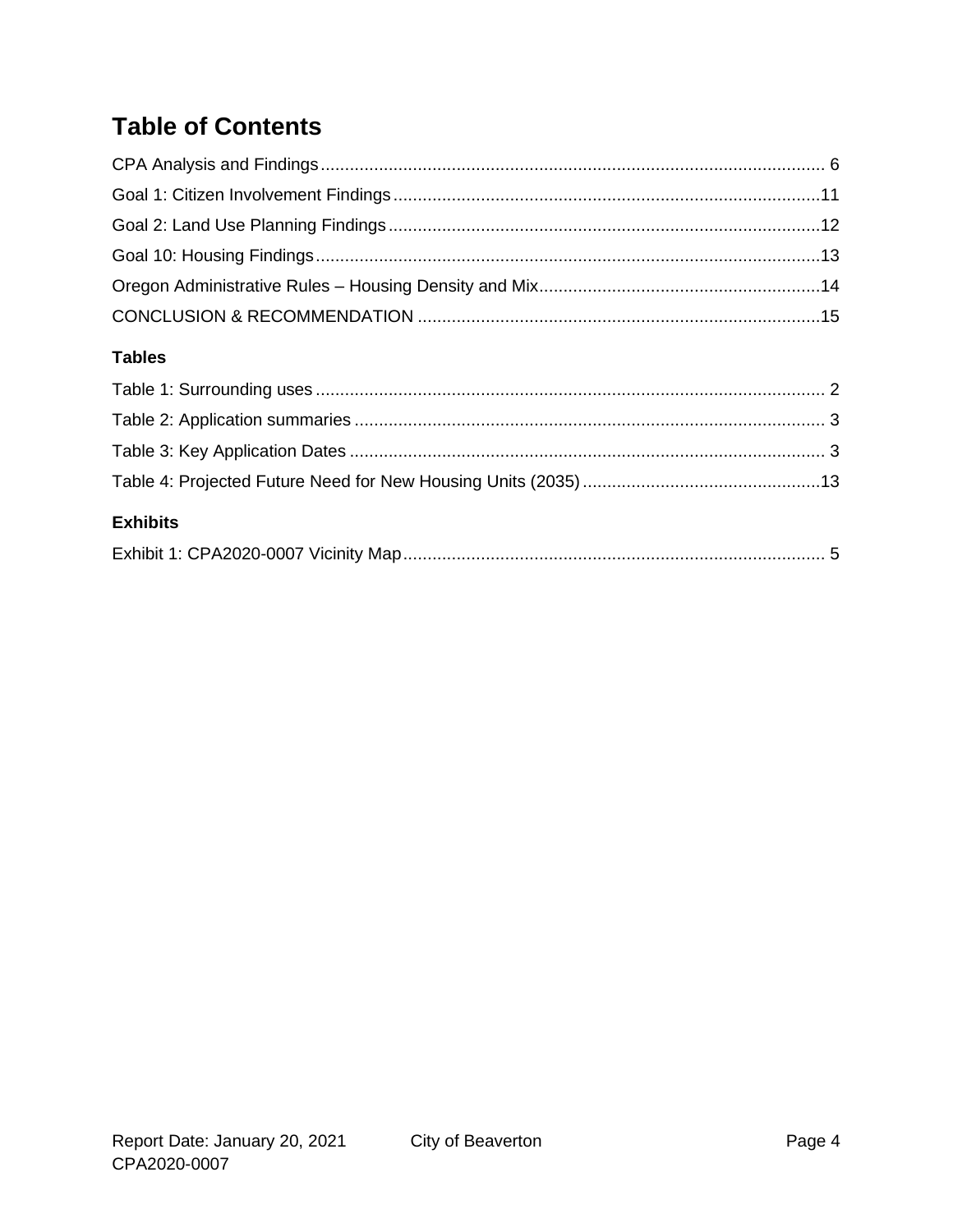# Table of Contents

CPA Analysis and Findings ........................................................................................................ 6

Goal 1: Citizen Involvement Findings .......................................................................................11

Goal 2: Land Use Planning Findings .........................................................................................12

Goal 10: Housing Findings ........................................................................................................13

Oregon Administrative Rules – Housing Density and Mix ..........................................................14

CONCLUSION & RECOMMENDATION ...................................................................................15

### Tables

Table 1: Surrounding uses ........................................................................................................ 2

Table 2: Application summaries ................................................................................................. 3

Table 3: Key Application Dates .................................................................................................. 3

Table 4: Projected Future Need for New Housing Units (2035) .................................................13

### Exhibits

Exhibit 1: CPA2020-0007 Vicinity Map ....................................................................................... 5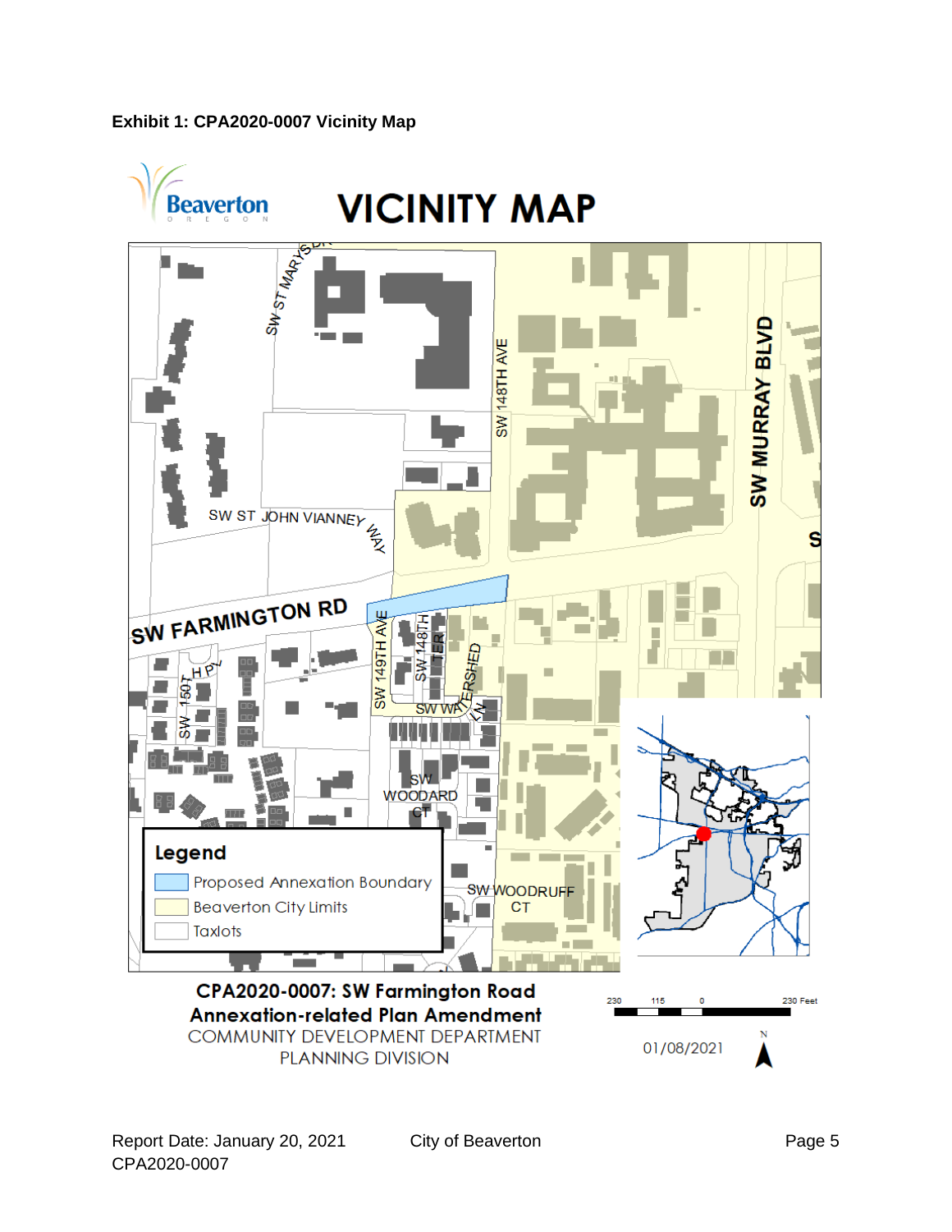**Exhibit 1: CPA2020-0007 Vicinity Map**

Beaverton OREGON

# VICINITY MAP

SW ST MARYS DR

SW 148TH AVE

SW MURRAY BLVD

SW ST JOHN VIANNEY WAY

SW FARMINGTON RD

SW 149TH AVE

SW 148TH TER

SW WATERSHED LN

SW 150TH PL

SW WOODARD CT

SW WOODRUFF CT

**Legend**

- Proposed Annexation Boundary
- Beaverton City Limits
- Taxlots

**CPA2020-0007: SW Farmington Road Annexation-related Plan Amendment**

COMMUNITY DEVELOPMENT DEPARTMENT
PLANNING DIVISION

230 115 0 230 Feet

01/08/2021

N

Report Date: January 20, 2021
CPA2020-0007
City of Beaverton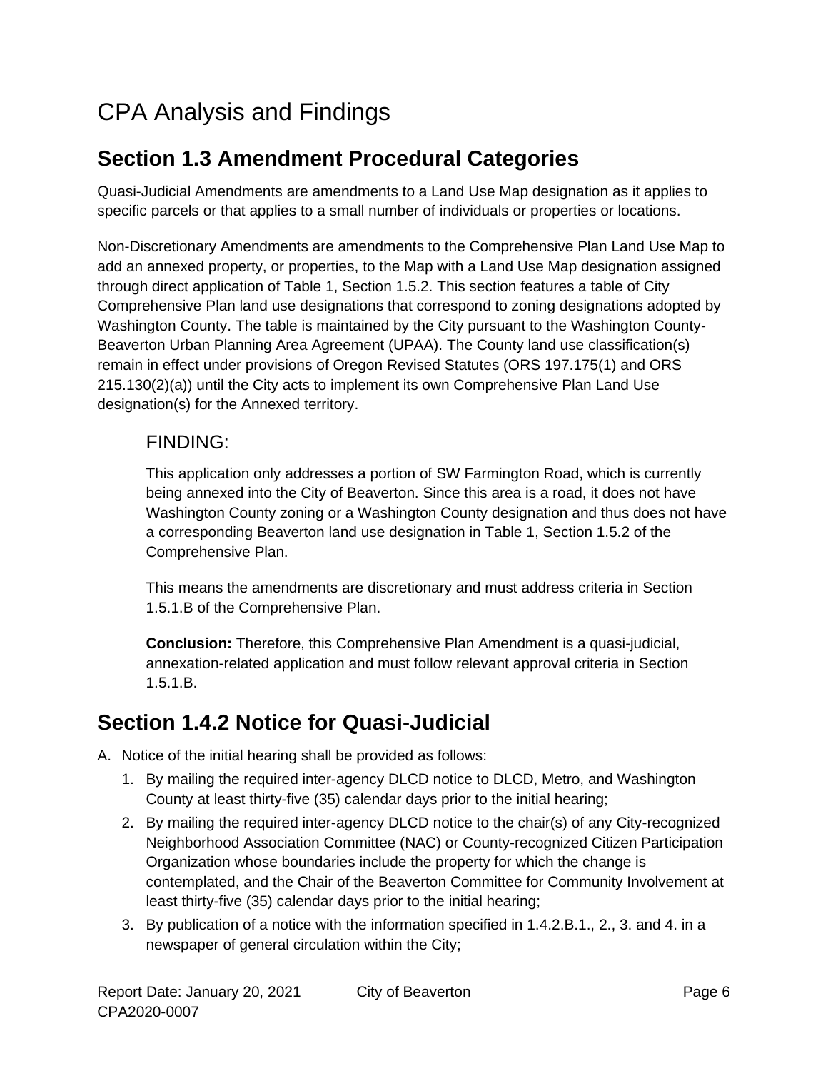# CPA Analysis and Findings

## Section 1.3 Amendment Procedural Categories

Quasi-Judicial Amendments are amendments to a Land Use Map designation as it applies to specific parcels or that applies to a small number of individuals or properties or locations.

Non-Discretionary Amendments are amendments to the Comprehensive Plan Land Use Map to add an annexed property, or properties, to the Map with a Land Use Map designation assigned through direct application of Table 1, Section 1.5.2. This section features a table of City Comprehensive Plan land use designations that correspond to zoning designations adopted by Washington County. The table is maintained by the City pursuant to the Washington County-Beaverton Urban Planning Area Agreement (UPAA). The County land use classification(s) remain in effect under provisions of Oregon Revised Statutes (ORS 197.175(1) and ORS 215.130(2)(a)) until the City acts to implement its own Comprehensive Plan Land Use designation(s) for the Annexed territory.

### FINDING:

This application only addresses a portion of SW Farmington Road, which is currently being annexed into the City of Beaverton. Since this area is a road, it does not have Washington County zoning or a Washington County designation and thus does not have a corresponding Beaverton land use designation in Table 1, Section 1.5.2 of the Comprehensive Plan.

This means the amendments are discretionary and must address criteria in Section 1.5.1.B of the Comprehensive Plan.

**Conclusion:** Therefore, this Comprehensive Plan Amendment is a quasi-judicial, annexation-related application and must follow relevant approval criteria in Section 1.5.1.B.

## Section 1.4.2 Notice for Quasi-Judicial

A. Notice of the initial hearing shall be provided as follows:

1. By mailing the required inter-agency DLCD notice to DLCD, Metro, and Washington County at least thirty-five (35) calendar days prior to the initial hearing;
2. By mailing the required inter-agency DLCD notice to the chair(s) of any City-recognized Neighborhood Association Committee (NAC) or County-recognized Citizen Participation Organization whose boundaries include the property for which the change is contemplated, and the Chair of the Beaverton Committee for Community Involvement at least thirty-five (35) calendar days prior to the initial hearing;
3. By publication of a notice with the information specified in 1.4.2.B.1., 2., 3. and 4. in a newspaper of general circulation within the City;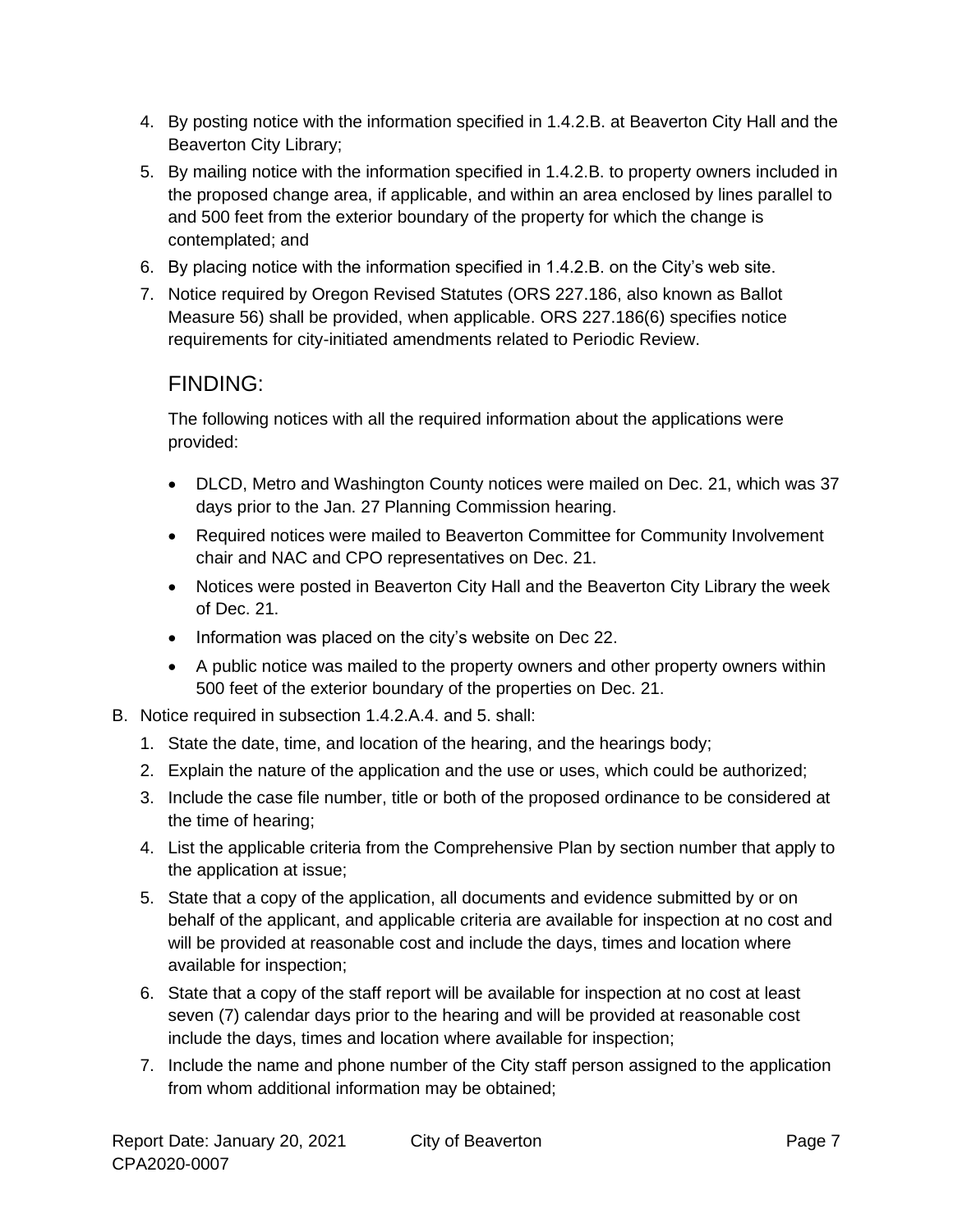4. By posting notice with the information specified in 1.4.2.B. at Beaverton City Hall and the Beaverton City Library;
5. By mailing notice with the information specified in 1.4.2.B. to property owners included in the proposed change area, if applicable, and within an area enclosed by lines parallel to and 500 feet from the exterior boundary of the property for which the change is contemplated; and
6. By placing notice with the information specified in 1.4.2.B. on the City's web site.
7. Notice required by Oregon Revised Statutes (ORS 227.186, also known as Ballot Measure 56) shall be provided, when applicable. ORS 227.186(6) specifies notice requirements for city-initiated amendments related to Periodic Review.

## FINDING:

The following notices with all the required information about the applications were provided:

- DLCD, Metro and Washington County notices were mailed on Dec. 21, which was 37 days prior to the Jan. 27 Planning Commission hearing.
- Required notices were mailed to Beaverton Committee for Community Involvement chair and NAC and CPO representatives on Dec. 21.
- Notices were posted in Beaverton City Hall and the Beaverton City Library the week of Dec. 21.
- Information was placed on the city's website on Dec 22.
- A public notice was mailed to the property owners and other property owners within 500 feet of the exterior boundary of the properties on Dec. 21.

B. Notice required in subsection 1.4.2.A.4. and 5. shall:

1. State the date, time, and location of the hearing, and the hearings body;
2. Explain the nature of the application and the use or uses, which could be authorized;
3. Include the case file number, title or both of the proposed ordinance to be considered at the time of hearing;
4. List the applicable criteria from the Comprehensive Plan by section number that apply to the application at issue;
5. State that a copy of the application, all documents and evidence submitted by or on behalf of the applicant, and applicable criteria are available for inspection at no cost and will be provided at reasonable cost and include the days, times and location where available for inspection;
6. State that a copy of the staff report will be available for inspection at no cost at least seven (7) calendar days prior to the hearing and will be provided at reasonable cost include the days, times and location where available for inspection;
7. Include the name and phone number of the City staff person assigned to the application from whom additional information may be obtained;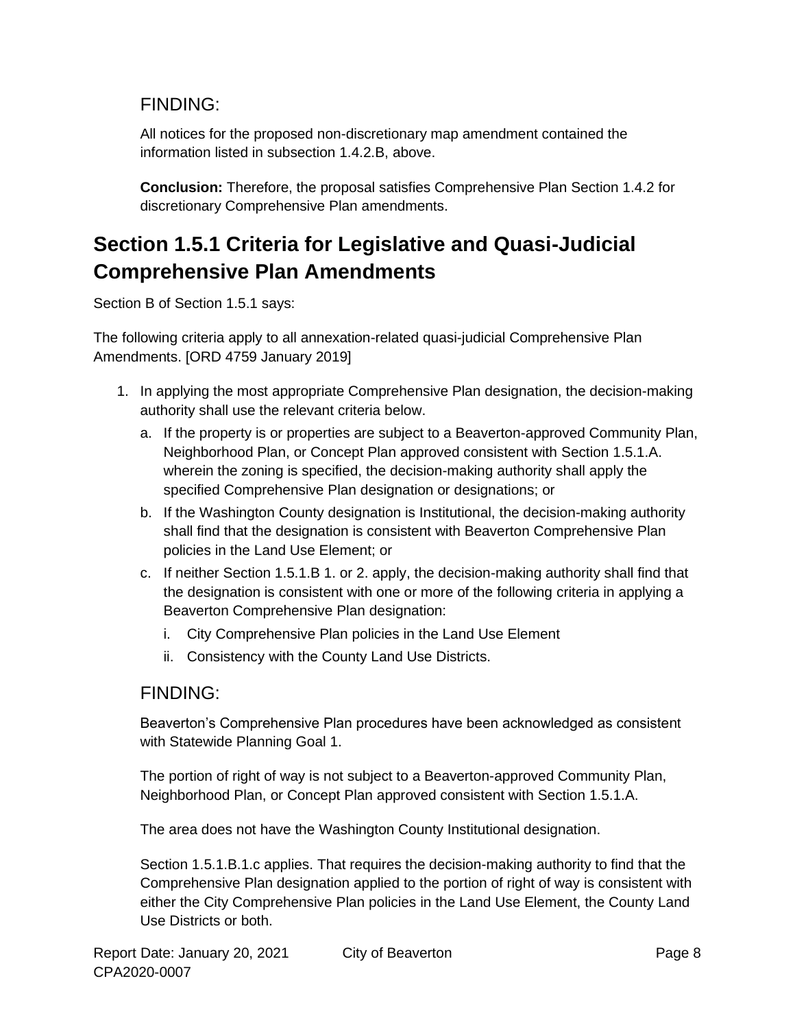### FINDING:

All notices for the proposed non-discretionary map amendment contained the information listed in subsection 1.4.2.B, above.

**Conclusion:** Therefore, the proposal satisfies Comprehensive Plan Section 1.4.2 for discretionary Comprehensive Plan amendments.

## Section 1.5.1 Criteria for Legislative and Quasi-Judicial Comprehensive Plan Amendments

Section B of Section 1.5.1 says:

The following criteria apply to all annexation-related quasi-judicial Comprehensive Plan Amendments. [ORD 4759 January 2019]

1. In applying the most appropriate Comprehensive Plan designation, the decision-making authority shall use the relevant criteria below.
   a. If the property is or properties are subject to a Beaverton-approved Community Plan, Neighborhood Plan, or Concept Plan approved consistent with Section 1.5.1.A. wherein the zoning is specified, the decision-making authority shall apply the specified Comprehensive Plan designation or designations; or
   b. If the Washington County designation is Institutional, the decision-making authority shall find that the designation is consistent with Beaverton Comprehensive Plan policies in the Land Use Element; or
   c. If neither Section 1.5.1.B 1. or 2. apply, the decision-making authority shall find that the designation is consistent with one or more of the following criteria in applying a Beaverton Comprehensive Plan designation:
      i. City Comprehensive Plan policies in the Land Use Element
      ii. Consistency with the County Land Use Districts.

### FINDING:

Beaverton's Comprehensive Plan procedures have been acknowledged as consistent with Statewide Planning Goal 1.

The portion of right of way is not subject to a Beaverton-approved Community Plan, Neighborhood Plan, or Concept Plan approved consistent with Section 1.5.1.A.

The area does not have the Washington County Institutional designation.

Section 1.5.1.B.1.c applies. That requires the decision-making authority to find that the Comprehensive Plan designation applied to the portion of right of way is consistent with either the City Comprehensive Plan policies in the Land Use Element, the County Land Use Districts or both.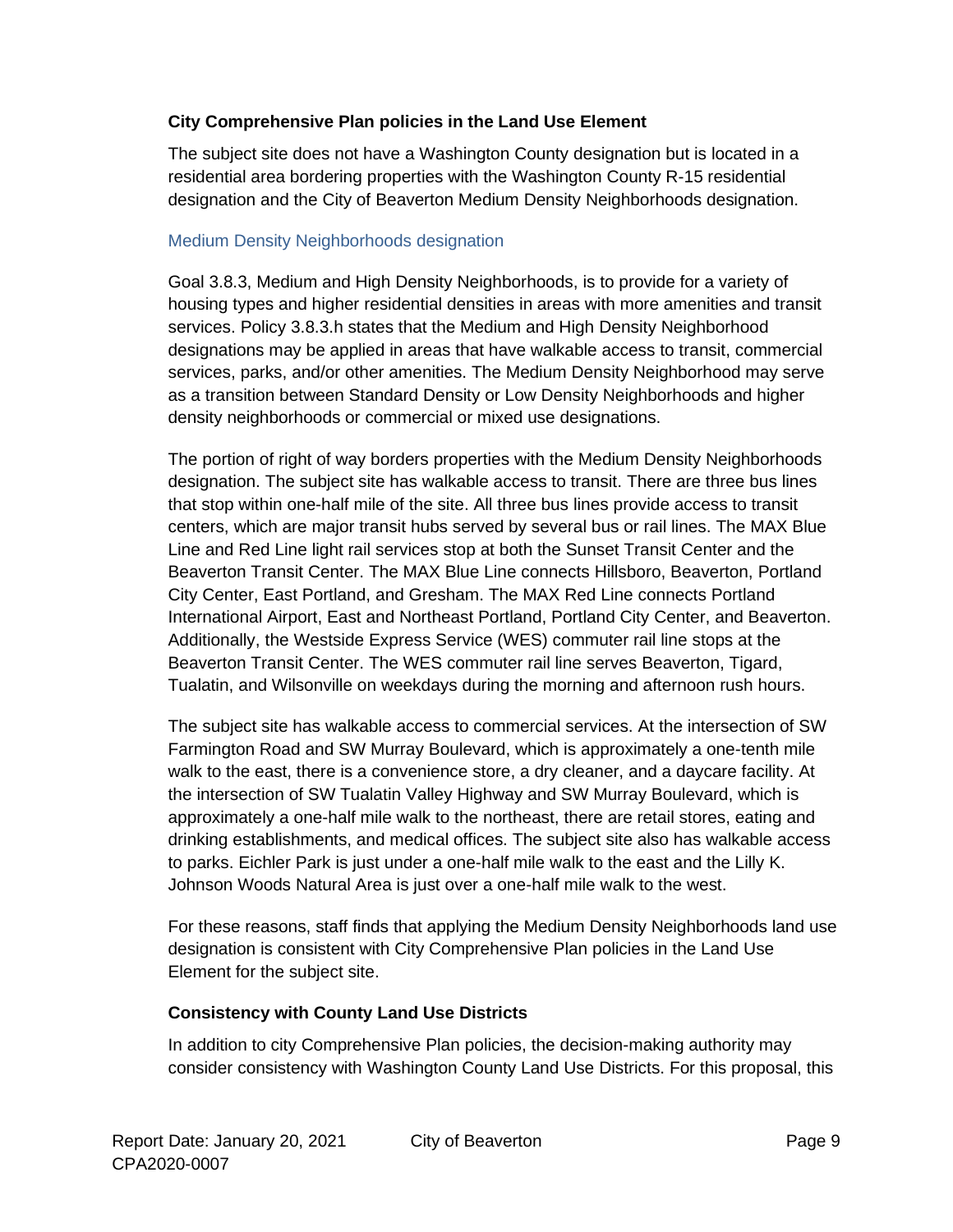### City Comprehensive Plan policies in the Land Use Element

The subject site does not have a Washington County designation but is located in a residential area bordering properties with the Washington County R-15 residential designation and the City of Beaverton Medium Density Neighborhoods designation.

#### Medium Density Neighborhoods designation

Goal 3.8.3, Medium and High Density Neighborhoods, is to provide for a variety of housing types and higher residential densities in areas with more amenities and transit services. Policy 3.8.3.h states that the Medium and High Density Neighborhood designations may be applied in areas that have walkable access to transit, commercial services, parks, and/or other amenities. The Medium Density Neighborhood may serve as a transition between Standard Density or Low Density Neighborhoods and higher density neighborhoods or commercial or mixed use designations.

The portion of right of way borders properties with the Medium Density Neighborhoods designation. The subject site has walkable access to transit. There are three bus lines that stop within one-half mile of the site. All three bus lines provide access to transit centers, which are major transit hubs served by several bus or rail lines. The MAX Blue Line and Red Line light rail services stop at both the Sunset Transit Center and the Beaverton Transit Center. The MAX Blue Line connects Hillsboro, Beaverton, Portland City Center, East Portland, and Gresham. The MAX Red Line connects Portland International Airport, East and Northeast Portland, Portland City Center, and Beaverton. Additionally, the Westside Express Service (WES) commuter rail line stops at the Beaverton Transit Center. The WES commuter rail line serves Beaverton, Tigard, Tualatin, and Wilsonville on weekdays during the morning and afternoon rush hours.

The subject site has walkable access to commercial services. At the intersection of SW Farmington Road and SW Murray Boulevard, which is approximately a one-tenth mile walk to the east, there is a convenience store, a dry cleaner, and a daycare facility. At the intersection of SW Tualatin Valley Highway and SW Murray Boulevard, which is approximately a one-half mile walk to the northeast, there are retail stores, eating and drinking establishments, and medical offices. The subject site also has walkable access to parks. Eichler Park is just under a one-half mile walk to the east and the Lilly K. Johnson Woods Natural Area is just over a one-half mile walk to the west.

For these reasons, staff finds that applying the Medium Density Neighborhoods land use designation is consistent with City Comprehensive Plan policies in the Land Use Element for the subject site.

### Consistency with County Land Use Districts

In addition to city Comprehensive Plan policies, the decision-making authority may consider consistency with Washington County Land Use Districts. For this proposal, this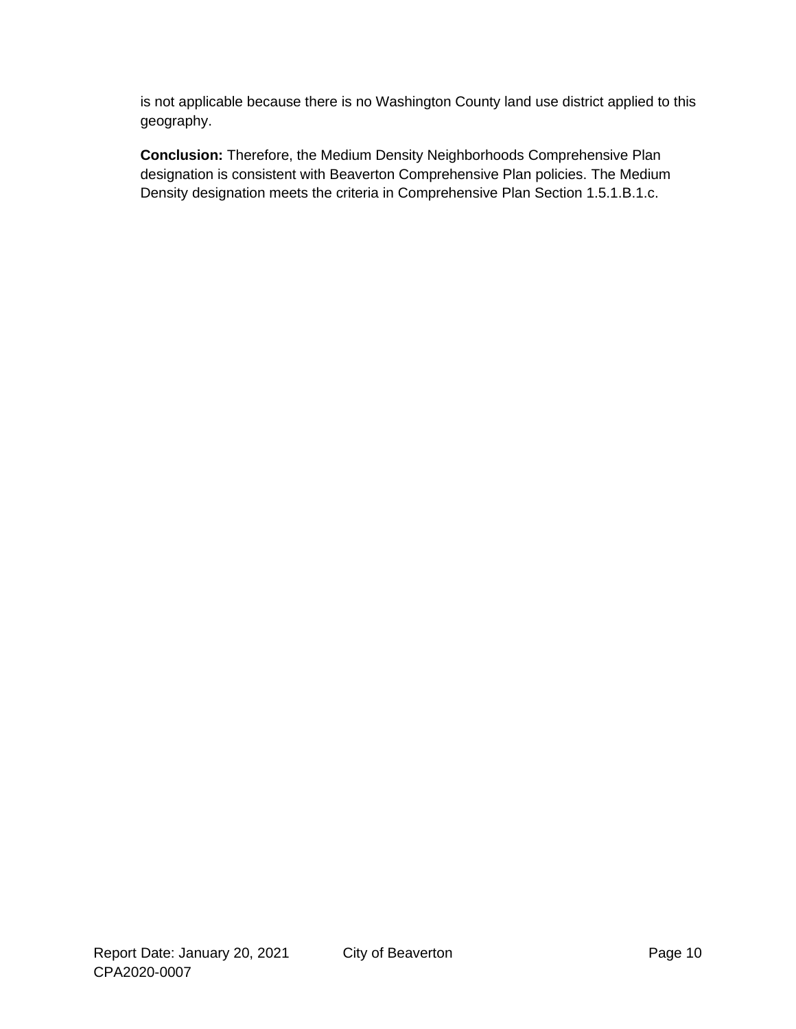is not applicable because there is no Washington County land use district applied to this geography.

**Conclusion:** Therefore, the Medium Density Neighborhoods Comprehensive Plan designation is consistent with Beaverton Comprehensive Plan policies. The Medium Density designation meets the criteria in Comprehensive Plan Section 1.5.1.B.1.c.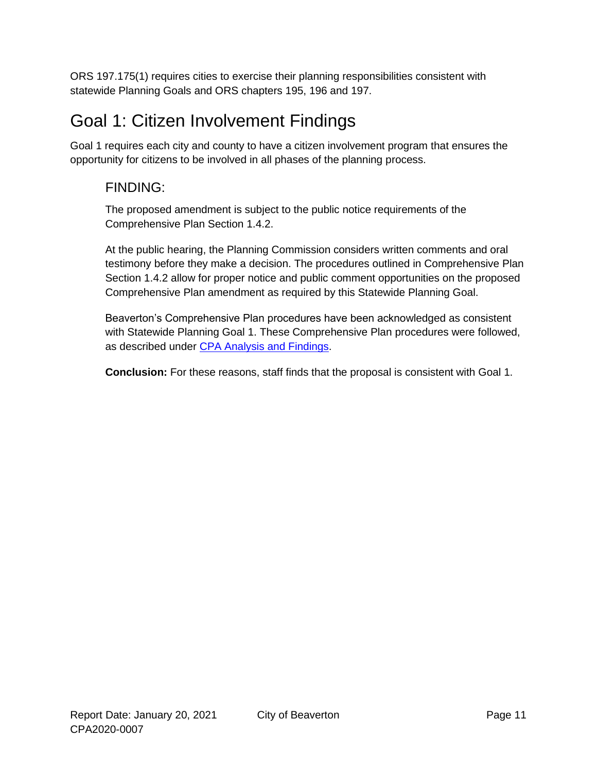ORS 197.175(1) requires cities to exercise their planning responsibilities consistent with statewide Planning Goals and ORS chapters 195, 196 and 197.

# Goal 1: Citizen Involvement Findings

Goal 1 requires each city and county to have a citizen involvement program that ensures the opportunity for citizens to be involved in all phases of the planning process.

## FINDING:

The proposed amendment is subject to the public notice requirements of the Comprehensive Plan Section 1.4.2.

At the public hearing, the Planning Commission considers written comments and oral testimony before they make a decision. The procedures outlined in Comprehensive Plan Section 1.4.2 allow for proper notice and public comment opportunities on the proposed Comprehensive Plan amendment as required by this Statewide Planning Goal.

Beaverton's Comprehensive Plan procedures have been acknowledged as consistent with Statewide Planning Goal 1. These Comprehensive Plan procedures were followed, as described under CPA Analysis and Findings.

**Conclusion:** For these reasons, staff finds that the proposal is consistent with Goal 1.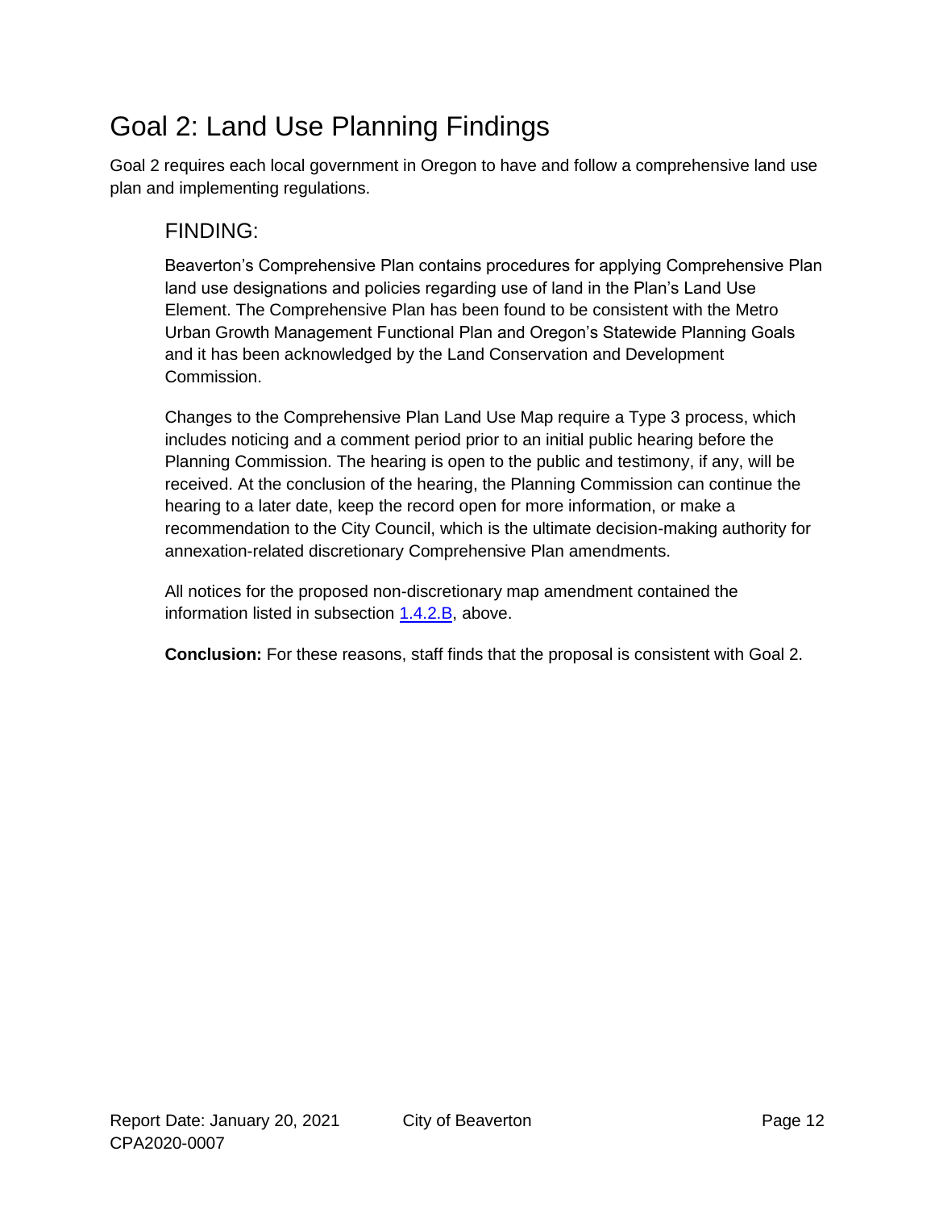# Goal 2: Land Use Planning Findings

Goal 2 requires each local government in Oregon to have and follow a comprehensive land use plan and implementing regulations.

## FINDING:

Beaverton's Comprehensive Plan contains procedures for applying Comprehensive Plan land use designations and policies regarding use of land in the Plan's Land Use Element. The Comprehensive Plan has been found to be consistent with the Metro Urban Growth Management Functional Plan and Oregon's Statewide Planning Goals and it has been acknowledged by the Land Conservation and Development Commission.

Changes to the Comprehensive Plan Land Use Map require a Type 3 process, which includes noticing and a comment period prior to an initial public hearing before the Planning Commission. The hearing is open to the public and testimony, if any, will be received. At the conclusion of the hearing, the Planning Commission can continue the hearing to a later date, keep the record open for more information, or make a recommendation to the City Council, which is the ultimate decision-making authority for annexation-related discretionary Comprehensive Plan amendments.

All notices for the proposed non-discretionary map amendment contained the information listed in subsection 1.4.2.B, above.

**Conclusion:** For these reasons, staff finds that the proposal is consistent with Goal 2.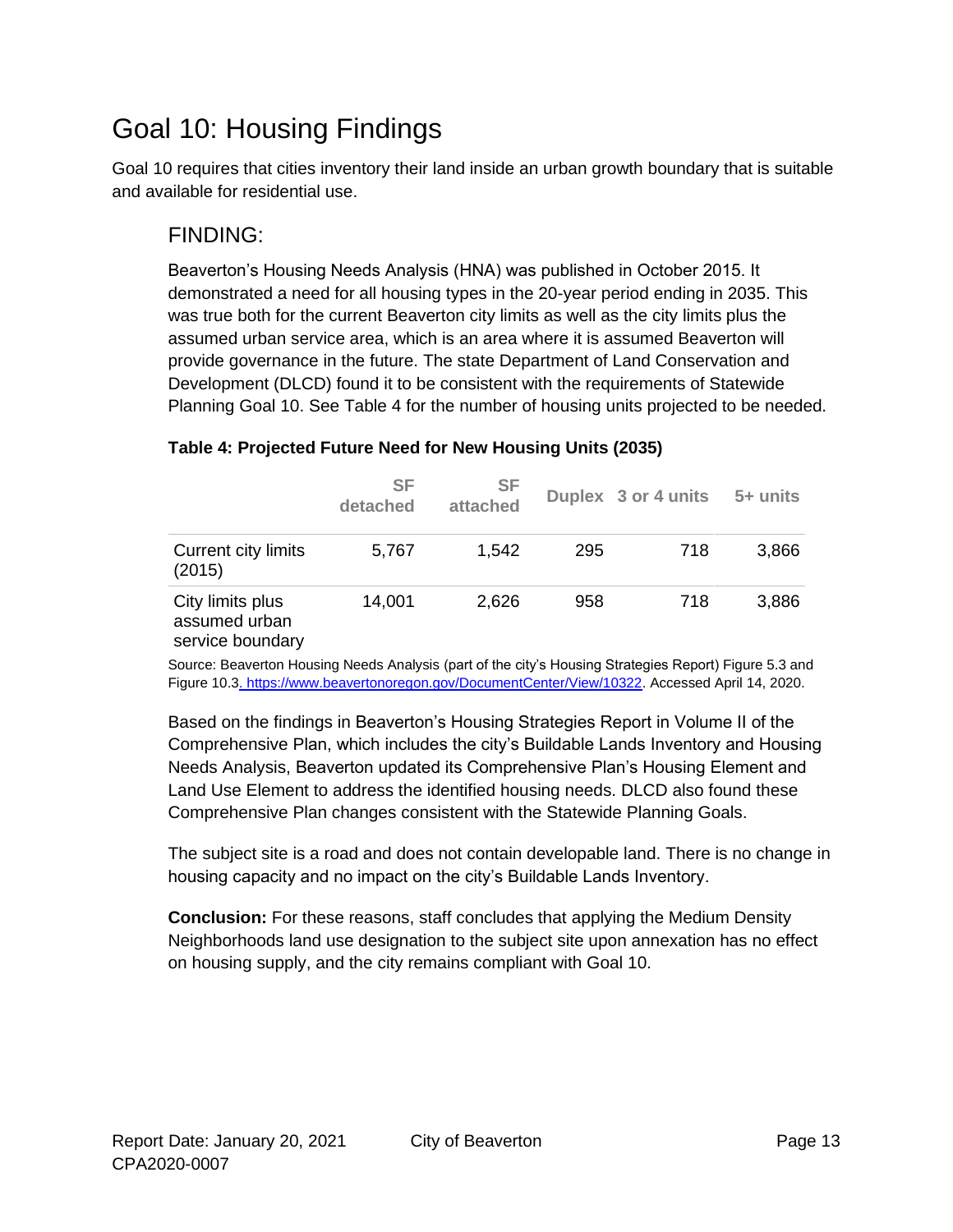# Goal 10: Housing Findings

Goal 10 requires that cities inventory their land inside an urban growth boundary that is suitable and available for residential use.

## FINDING:

Beaverton's Housing Needs Analysis (HNA) was published in October 2015. It demonstrated a need for all housing types in the 20-year period ending in 2035. This was true both for the current Beaverton city limits as well as the city limits plus the assumed urban service area, which is an area where it is assumed Beaverton will provide governance in the future. The state Department of Land Conservation and Development (DLCD) found it to be consistent with the requirements of Statewide Planning Goal 10. See Table 4 for the number of housing units projected to be needed.

**Table 4: Projected Future Need for New Housing Units (2035)**

| | SF detached | SF attached | Duplex | 3 or 4 units | 5+ units |
|---|---|---|---|---|---|
| Current city limits (2015) | 5,767 | 1,542 | 295 | 718 | 3,866 |
| City limits plus assumed urban service boundary | 14,001 | 2,626 | 958 | 718 | 3,886 |

Source: Beaverton Housing Needs Analysis (part of the city's Housing Strategies Report) Figure 5.3 and Figure 10.3. https://www.beavertonoregon.gov/DocumentCenter/View/10322. Accessed April 14, 2020.

Based on the findings in Beaverton's Housing Strategies Report in Volume II of the Comprehensive Plan, which includes the city's Buildable Lands Inventory and Housing Needs Analysis, Beaverton updated its Comprehensive Plan's Housing Element and Land Use Element to address the identified housing needs. DLCD also found these Comprehensive Plan changes consistent with the Statewide Planning Goals.

The subject site is a road and does not contain developable land. There is no change in housing capacity and no impact on the city's Buildable Lands Inventory.

**Conclusion:** For these reasons, staff concludes that applying the Medium Density Neighborhoods land use designation to the subject site upon annexation has no effect on housing supply, and the city remains compliant with Goal 10.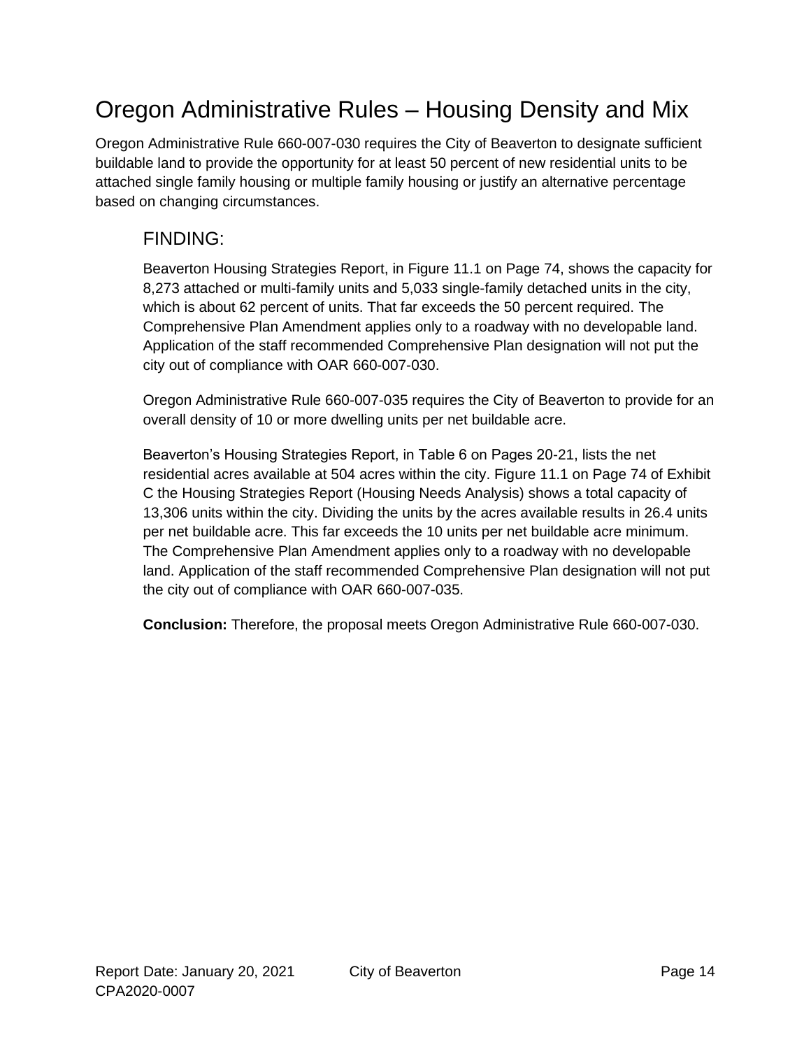# Oregon Administrative Rules – Housing Density and Mix

Oregon Administrative Rule 660-007-030 requires the City of Beaverton to designate sufficient buildable land to provide the opportunity for at least 50 percent of new residential units to be attached single family housing or multiple family housing or justify an alternative percentage based on changing circumstances.

## FINDING:

Beaverton Housing Strategies Report, in Figure 11.1 on Page 74, shows the capacity for 8,273 attached or multi-family units and 5,033 single-family detached units in the city, which is about 62 percent of units. That far exceeds the 50 percent required. The Comprehensive Plan Amendment applies only to a roadway with no developable land. Application of the staff recommended Comprehensive Plan designation will not put the city out of compliance with OAR 660-007-030.

Oregon Administrative Rule 660-007-035 requires the City of Beaverton to provide for an overall density of 10 or more dwelling units per net buildable acre.

Beaverton's Housing Strategies Report, in Table 6 on Pages 20-21, lists the net residential acres available at 504 acres within the city. Figure 11.1 on Page 74 of Exhibit C the Housing Strategies Report (Housing Needs Analysis) shows a total capacity of 13,306 units within the city. Dividing the units by the acres available results in 26.4 units per net buildable acre. This far exceeds the 10 units per net buildable acre minimum. The Comprehensive Plan Amendment applies only to a roadway with no developable land. Application of the staff recommended Comprehensive Plan designation will not put the city out of compliance with OAR 660-007-035.

**Conclusion:** Therefore, the proposal meets Oregon Administrative Rule 660-007-030.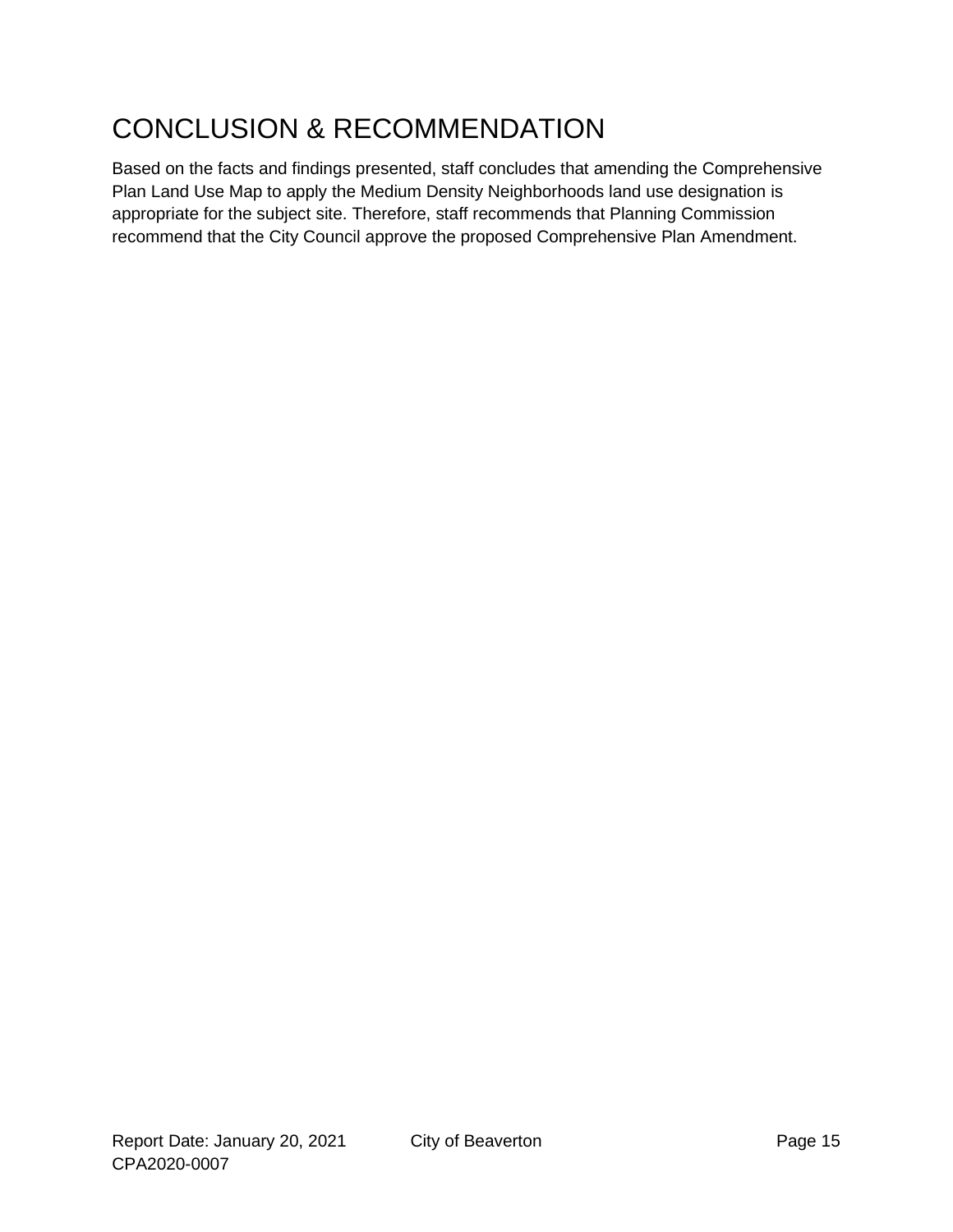# CONCLUSION & RECOMMENDATION

Based on the facts and findings presented, staff concludes that amending the Comprehensive Plan Land Use Map to apply the Medium Density Neighborhoods land use designation is appropriate for the subject site. Therefore, staff recommends that Planning Commission recommend that the City Council approve the proposed Comprehensive Plan Amendment.